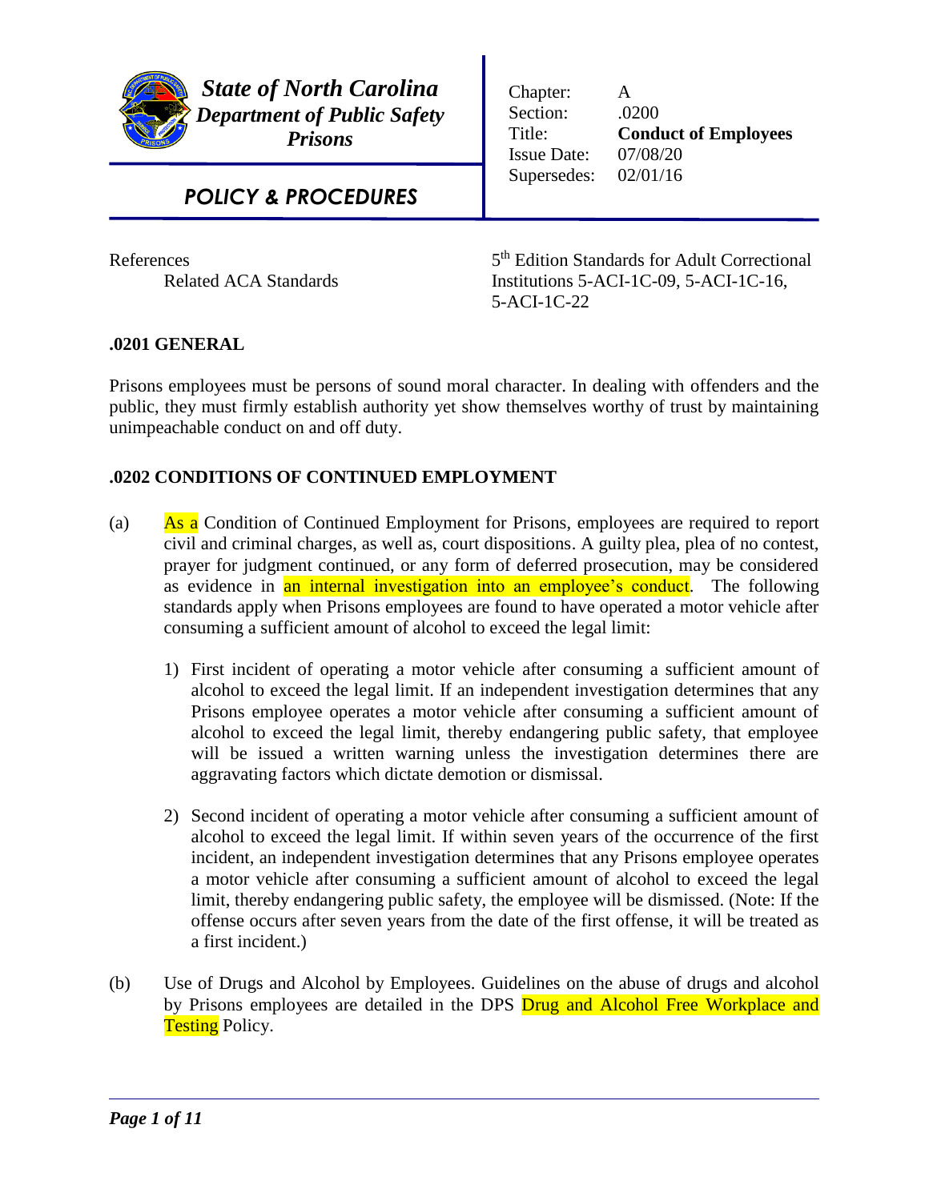**State of North Carolina**
**Department of Public Safety**
**Prisons**

**POLICY & PROCEDURES**

| | |
|---|---|
| Chapter: | A |
| Section: | .0200 |
| Title: | **Conduct of Employees** |
| Issue Date: | 07/08/20 |
| Supersedes: | 02/01/16 |

References
Related ACA Standards — 5th Edition Standards for Adult Correctional Institutions 5-ACI-1C-09, 5-ACI-1C-16, 5-ACI-1C-22

## .0201 GENERAL

Prisons employees must be persons of sound moral character. In dealing with offenders and the public, they must firmly establish authority yet show themselves worthy of trust by maintaining unimpeachable conduct on and off duty.

## .0202 CONDITIONS OF CONTINUED EMPLOYMENT

(a) As a Condition of Continued Employment for Prisons, employees are required to report civil and criminal charges, as well as, court dispositions. A guilty plea, plea of no contest, prayer for judgment continued, or any form of deferred prosecution, may be considered as evidence in an internal investigation into an employee's conduct. The following standards apply when Prisons employees are found to have operated a motor vehicle after consuming a sufficient amount of alcohol to exceed the legal limit:

1) First incident of operating a motor vehicle after consuming a sufficient amount of alcohol to exceed the legal limit. If an independent investigation determines that any Prisons employee operates a motor vehicle after consuming a sufficient amount of alcohol to exceed the legal limit, thereby endangering public safety, that employee will be issued a written warning unless the investigation determines there are aggravating factors which dictate demotion or dismissal.

2) Second incident of operating a motor vehicle after consuming a sufficient amount of alcohol to exceed the legal limit. If within seven years of the occurrence of the first incident, an independent investigation determines that any Prisons employee operates a motor vehicle after consuming a sufficient amount of alcohol to exceed the legal limit, thereby endangering public safety, the employee will be dismissed. (Note: If the offense occurs after seven years from the date of the first offense, it will be treated as a first incident.)

(b) Use of Drugs and Alcohol by Employees. Guidelines on the abuse of drugs and alcohol by Prisons employees are detailed in the DPS Drug and Alcohol Free Workplace and Testing Policy.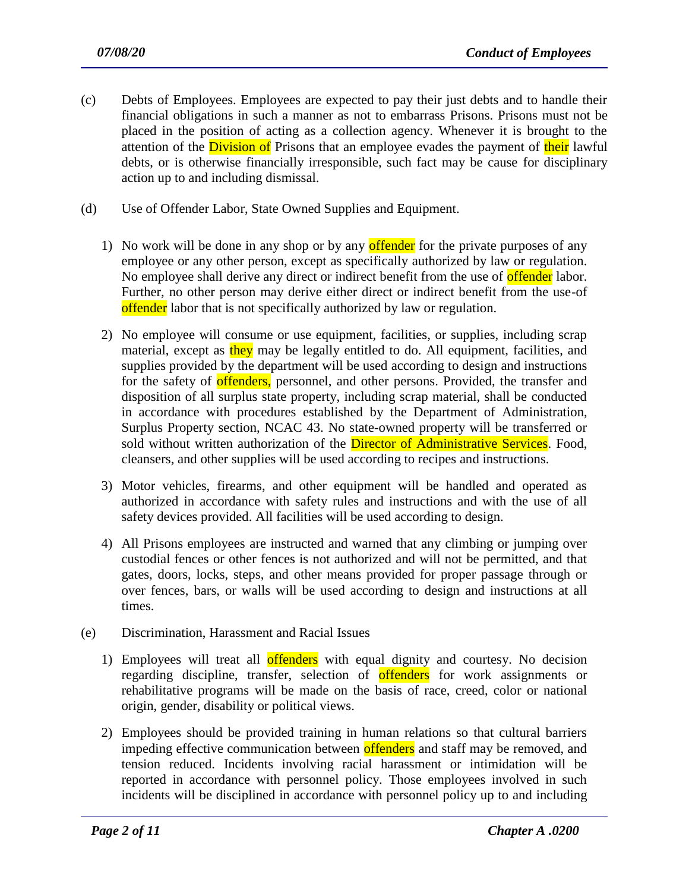(c) Debts of Employees. Employees are expected to pay their just debts and to handle their financial obligations in such a manner as not to embarrass Prisons. Prisons must not be placed in the position of acting as a collection agency. Whenever it is brought to the attention of the Division of Prisons that an employee evades the payment of their lawful debts, or is otherwise financially irresponsible, such fact may be cause for disciplinary action up to and including dismissal.

(d) Use of Offender Labor, State Owned Supplies and Equipment.

1) No work will be done in any shop or by any offender for the private purposes of any employee or any other person, except as specifically authorized by law or regulation. No employee shall derive any direct or indirect benefit from the use of offender labor. Further, no other person may derive either direct or indirect benefit from the use-of offender labor that is not specifically authorized by law or regulation.

2) No employee will consume or use equipment, facilities, or supplies, including scrap material, except as they may be legally entitled to do. All equipment, facilities, and supplies provided by the department will be used according to design and instructions for the safety of offenders, personnel, and other persons. Provided, the transfer and disposition of all surplus state property, including scrap material, shall be conducted in accordance with procedures established by the Department of Administration, Surplus Property section, NCAC 43. No state-owned property will be transferred or sold without written authorization of the Director of Administrative Services. Food, cleansers, and other supplies will be used according to recipes and instructions.

3) Motor vehicles, firearms, and other equipment will be handled and operated as authorized in accordance with safety rules and instructions and with the use of all safety devices provided. All facilities will be used according to design.

4) All Prisons employees are instructed and warned that any climbing or jumping over custodial fences or other fences is not authorized and will not be permitted, and that gates, doors, locks, steps, and other means provided for proper passage through or over fences, bars, or walls will be used according to design and instructions at all times.

(e) Discrimination, Harassment and Racial Issues

1) Employees will treat all offenders with equal dignity and courtesy. No decision regarding discipline, transfer, selection of offenders for work assignments or rehabilitative programs will be made on the basis of race, creed, color or national origin, gender, disability or political views.

2) Employees should be provided training in human relations so that cultural barriers impeding effective communication between offenders and staff may be removed, and tension reduced. Incidents involving racial harassment or intimidation will be reported in accordance with personnel policy. Those employees involved in such incidents will be disciplined in accordance with personnel policy up to and including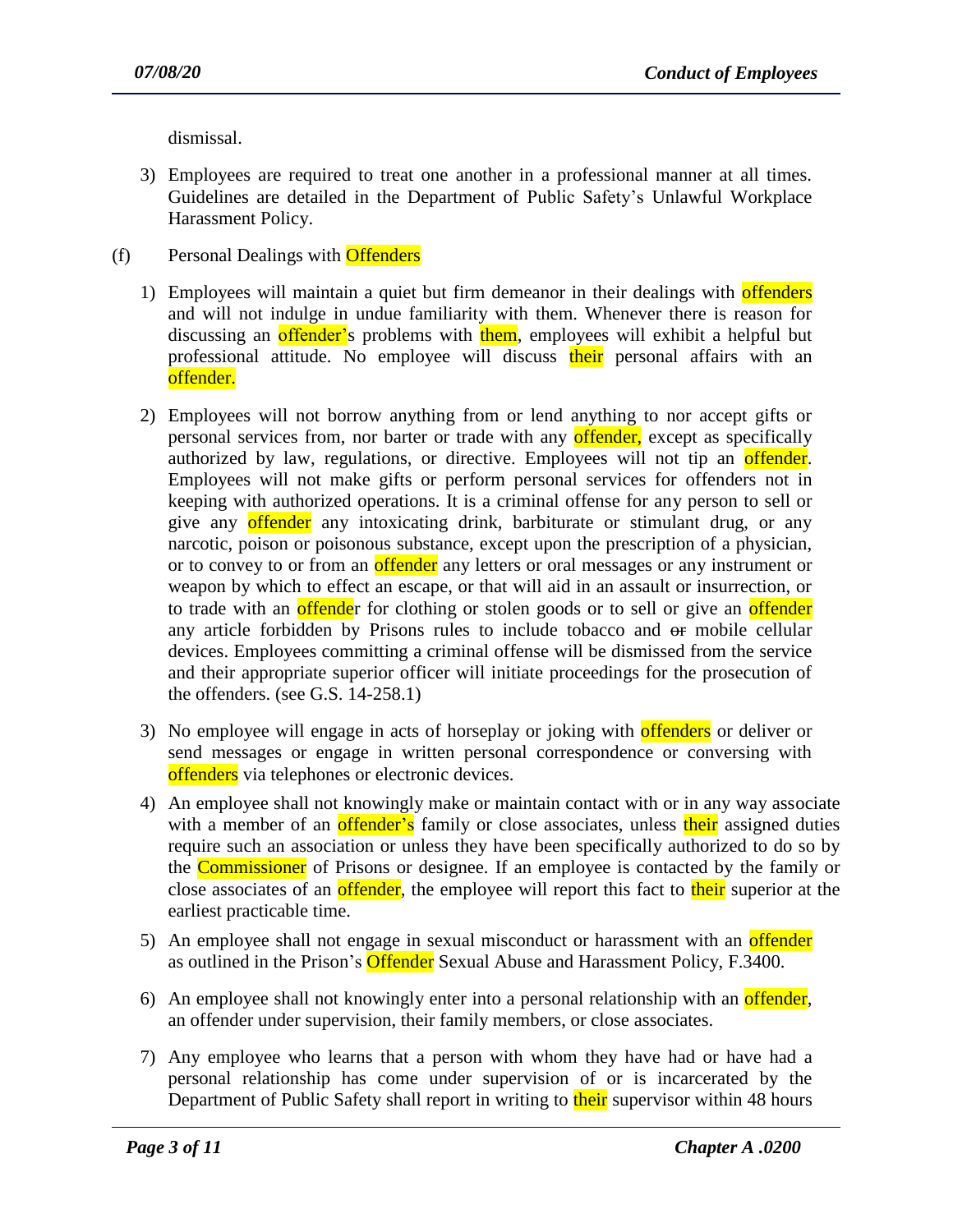dismissal.

3) Employees are required to treat one another in a professional manner at all times. Guidelines are detailed in the Department of Public Safety's Unlawful Workplace Harassment Policy.

(f) Personal Dealings with Offenders

1) Employees will maintain a quiet but firm demeanor in their dealings with offenders and will not indulge in undue familiarity with them. Whenever there is reason for discussing an offender's problems with them, employees will exhibit a helpful but professional attitude. No employee will discuss their personal affairs with an offender.

2) Employees will not borrow anything from or lend anything to nor accept gifts or personal services from, nor barter or trade with any offender, except as specifically authorized by law, regulations, or directive. Employees will not tip an offender. Employees will not make gifts or perform personal services for offenders not in keeping with authorized operations. It is a criminal offense for any person to sell or give any offender any intoxicating drink, barbiturate or stimulant drug, or any narcotic, poison or poisonous substance, except upon the prescription of a physician, or to convey to or from an offender any letters or oral messages or any instrument or weapon by which to effect an escape, or that will aid in an assault or insurrection, or to trade with an offender for clothing or stolen goods or to sell or give an offender any article forbidden by Prisons rules to include tobacco and ~~or~~ mobile cellular devices. Employees committing a criminal offense will be dismissed from the service and their appropriate superior officer will initiate proceedings for the prosecution of the offenders. (see G.S. 14-258.1)

3) No employee will engage in acts of horseplay or joking with offenders or deliver or send messages or engage in written personal correspondence or conversing with offenders via telephones or electronic devices.

4) An employee shall not knowingly make or maintain contact with or in any way associate with a member of an offender's family or close associates, unless their assigned duties require such an association or unless they have been specifically authorized to do so by the Commissioner of Prisons or designee. If an employee is contacted by the family or close associates of an offender, the employee will report this fact to their superior at the earliest practicable time.

5) An employee shall not engage in sexual misconduct or harassment with an offender as outlined in the Prison's Offender Sexual Abuse and Harassment Policy, F.3400.

6) An employee shall not knowingly enter into a personal relationship with an offender, an offender under supervision, their family members, or close associates.

7) Any employee who learns that a person with whom they have had or have had a personal relationship has come under supervision of or is incarcerated by the Department of Public Safety shall report in writing to their supervisor within 48 hours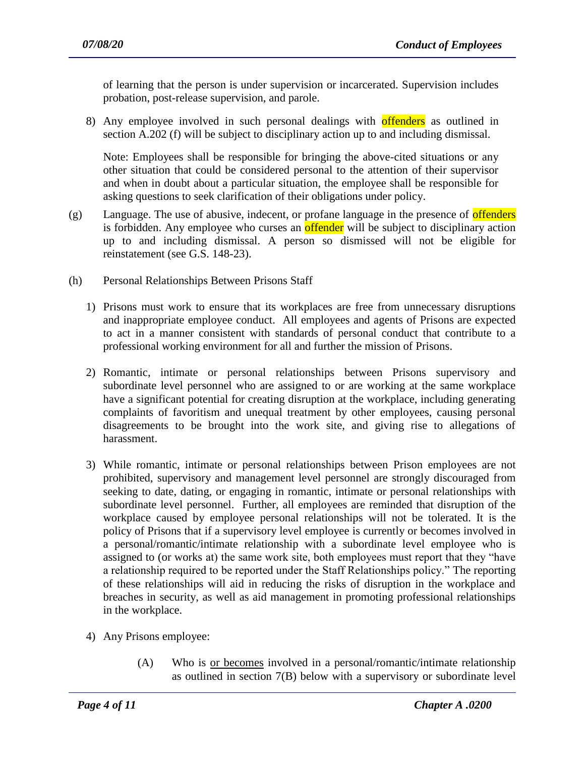of learning that the person is under supervision or incarcerated. Supervision includes probation, post-release supervision, and parole.

8) Any employee involved in such personal dealings with offenders as outlined in section A.202 (f) will be subject to disciplinary action up to and including dismissal.

   Note: Employees shall be responsible for bringing the above-cited situations or any other situation that could be considered personal to the attention of their supervisor and when in doubt about a particular situation, the employee shall be responsible for asking questions to seek clarification of their obligations under policy.

(g) Language. The use of abusive, indecent, or profane language in the presence of offenders is forbidden. Any employee who curses an offender will be subject to disciplinary action up to and including dismissal. A person so dismissed will not be eligible for reinstatement (see G.S. 148-23).

(h) Personal Relationships Between Prisons Staff

1) Prisons must work to ensure that its workplaces are free from unnecessary disruptions and inappropriate employee conduct. All employees and agents of Prisons are expected to act in a manner consistent with standards of personal conduct that contribute to a professional working environment for all and further the mission of Prisons.

2) Romantic, intimate or personal relationships between Prisons supervisory and subordinate level personnel who are assigned to or are working at the same workplace have a significant potential for creating disruption at the workplace, including generating complaints of favoritism and unequal treatment by other employees, causing personal disagreements to be brought into the work site, and giving rise to allegations of harassment.

3) While romantic, intimate or personal relationships between Prison employees are not prohibited, supervisory and management level personnel are strongly discouraged from seeking to date, dating, or engaging in romantic, intimate or personal relationships with subordinate level personnel. Further, all employees are reminded that disruption of the workplace caused by employee personal relationships will not be tolerated. It is the policy of Prisons that if a supervisory level employee is currently or becomes involved in a personal/romantic/intimate relationship with a subordinate level employee who is assigned to (or works at) the same work site, both employees must report that they "have a relationship required to be reported under the Staff Relationships policy." The reporting of these relationships will aid in reducing the risks of disruption in the workplace and breaches in security, as well as aid management in promoting professional relationships in the workplace.

4) Any Prisons employee:

   (A) Who is <u>or becomes</u> involved in a personal/romantic/intimate relationship as outlined in section 7(B) below with a supervisory or subordinate level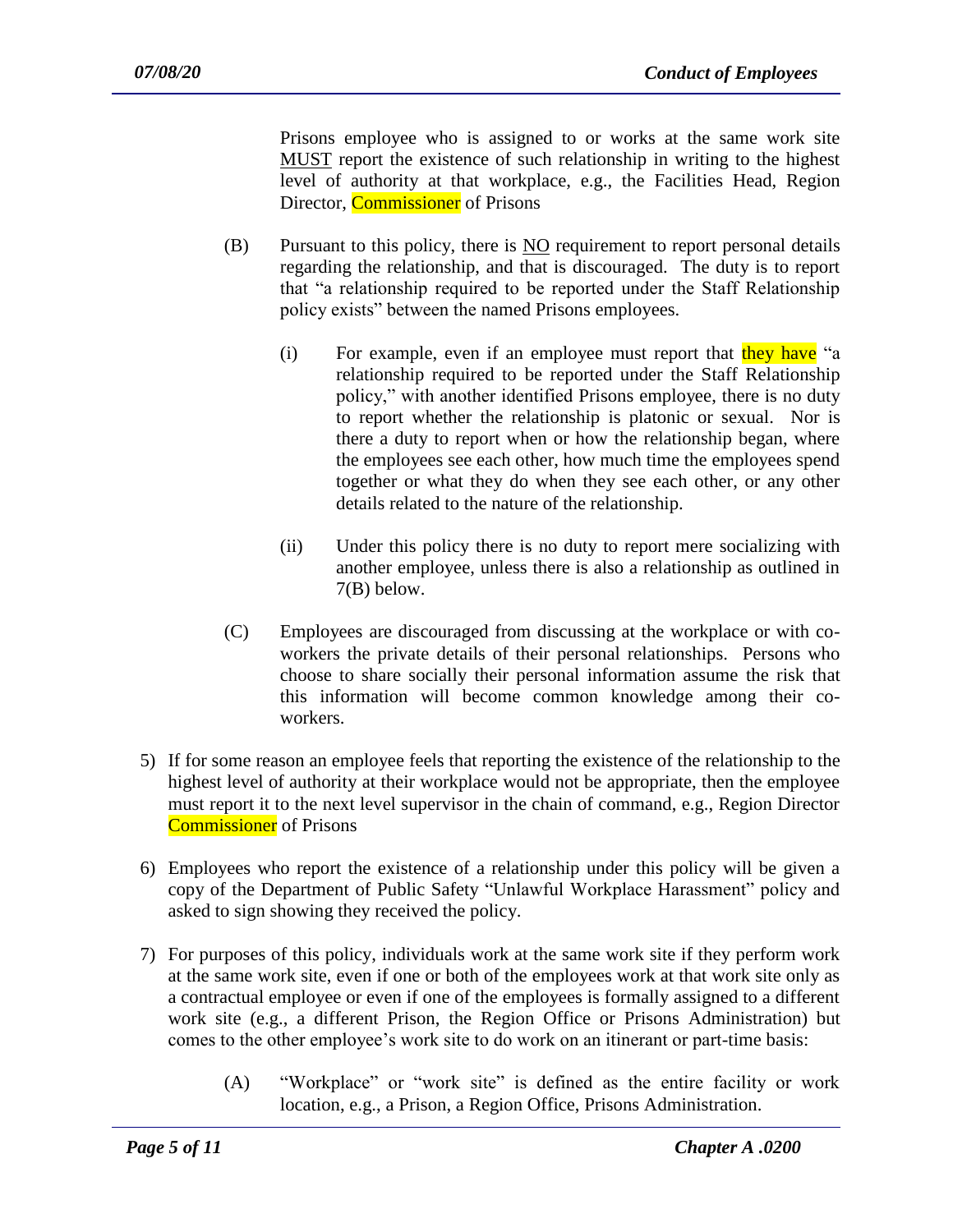Prisons employee who is assigned to or works at the same work site MUST report the existence of such relationship in writing to the highest level of authority at that workplace, e.g., the Facilities Head, Region Director, Commissioner of Prisons

(B) Pursuant to this policy, there is NO requirement to report personal details regarding the relationship, and that is discouraged. The duty is to report that "a relationship required to be reported under the Staff Relationship policy exists" between the named Prisons employees.

(i) For example, even if an employee must report that they have "a relationship required to be reported under the Staff Relationship policy," with another identified Prisons employee, there is no duty to report whether the relationship is platonic or sexual. Nor is there a duty to report when or how the relationship began, where the employees see each other, how much time the employees spend together or what they do when they see each other, or any other details related to the nature of the relationship.

(ii) Under this policy there is no duty to report mere socializing with another employee, unless there is also a relationship as outlined in 7(B) below.

(C) Employees are discouraged from discussing at the workplace or with co-workers the private details of their personal relationships. Persons who choose to share socially their personal information assume the risk that this information will become common knowledge among their co-workers.

5) If for some reason an employee feels that reporting the existence of the relationship to the highest level of authority at their workplace would not be appropriate, then the employee must report it to the next level supervisor in the chain of command, e.g., Region Director Commissioner of Prisons

6) Employees who report the existence of a relationship under this policy will be given a copy of the Department of Public Safety "Unlawful Workplace Harassment" policy and asked to sign showing they received the policy.

7) For purposes of this policy, individuals work at the same work site if they perform work at the same work site, even if one or both of the employees work at that work site only as a contractual employee or even if one of the employees is formally assigned to a different work site (e.g., a different Prison, the Region Office or Prisons Administration) but comes to the other employee's work site to do work on an itinerant or part-time basis:

(A) "Workplace" or "work site" is defined as the entire facility or work location, e.g., a Prison, a Region Office, Prisons Administration.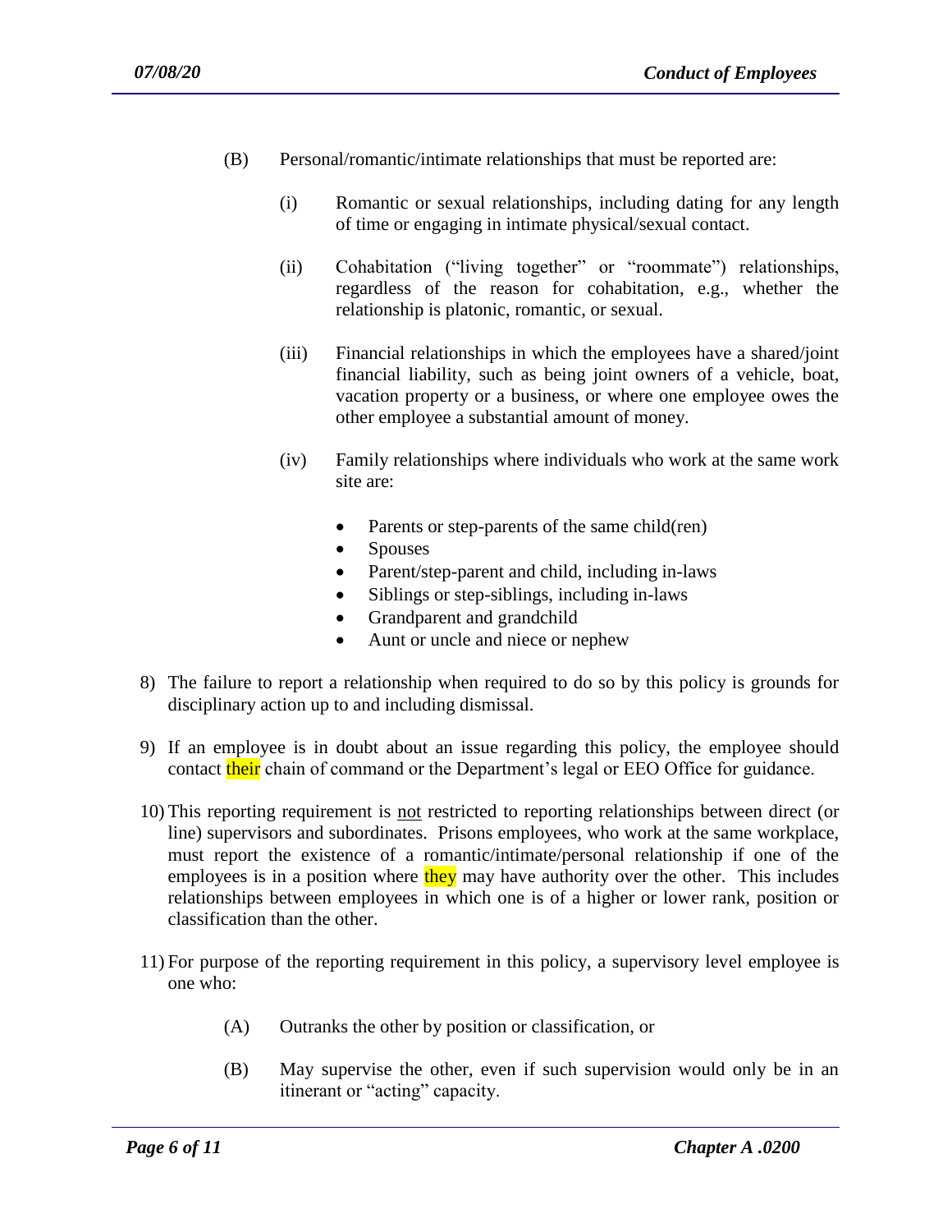(B) Personal/romantic/intimate relationships that must be reported are:

(i) Romantic or sexual relationships, including dating for any length of time or engaging in intimate physical/sexual contact.

(ii) Cohabitation ("living together" or "roommate") relationships, regardless of the reason for cohabitation, e.g., whether the relationship is platonic, romantic, or sexual.

(iii) Financial relationships in which the employees have a shared/joint financial liability, such as being joint owners of a vehicle, boat, vacation property or a business, or where one employee owes the other employee a substantial amount of money.

(iv) Family relationships where individuals who work at the same work site are:

- Parents or step-parents of the same child(ren)
- Spouses
- Parent/step-parent and child, including in-laws
- Siblings or step-siblings, including in-laws
- Grandparent and grandchild
- Aunt or uncle and niece or nephew

8) The failure to report a relationship when required to do so by this policy is grounds for disciplinary action up to and including dismissal.

9) If an employee is in doubt about an issue regarding this policy, the employee should contact their chain of command or the Department's legal or EEO Office for guidance.

10) This reporting requirement is not restricted to reporting relationships between direct (or line) supervisors and subordinates. Prisons employees, who work at the same workplace, must report the existence of a romantic/intimate/personal relationship if one of the employees is in a position where they may have authority over the other. This includes relationships between employees in which one is of a higher or lower rank, position or classification than the other.

11) For purpose of the reporting requirement in this policy, a supervisory level employee is one who:

(A) Outranks the other by position or classification, or

(B) May supervise the other, even if such supervision would only be in an itinerant or "acting" capacity.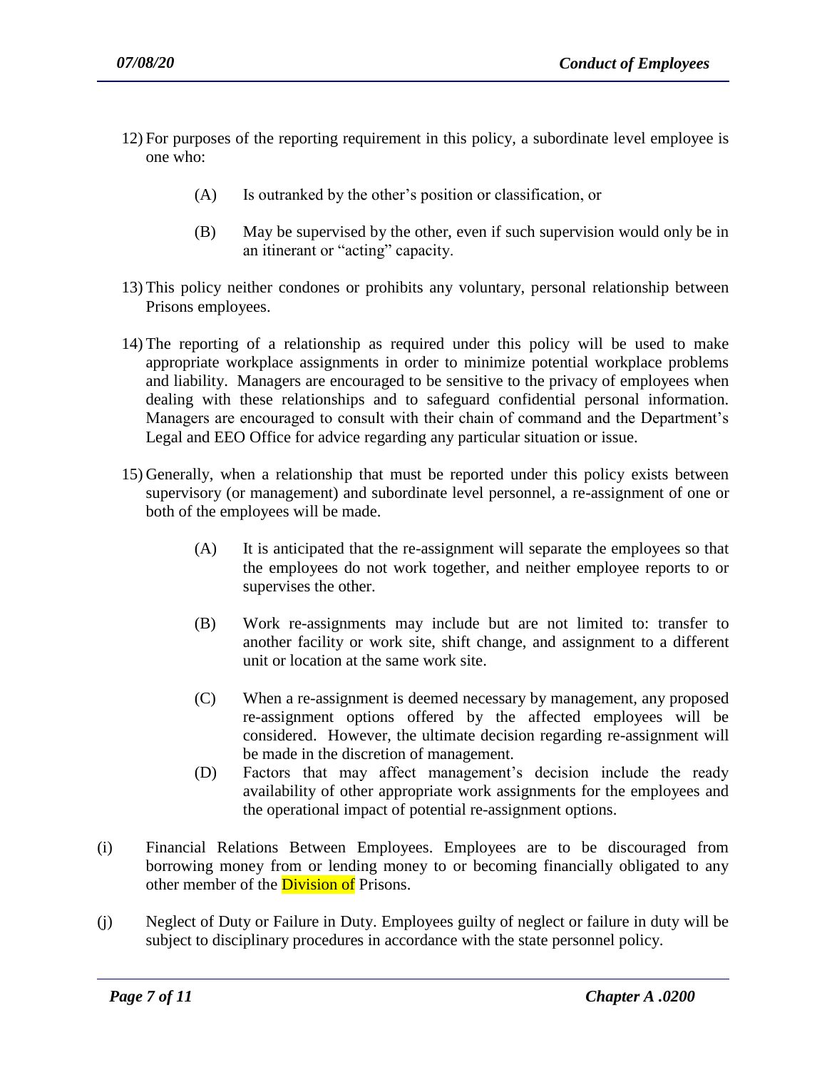12) For purposes of the reporting requirement in this policy, a subordinate level employee is one who:

    (A) Is outranked by the other's position or classification, or

    (B) May be supervised by the other, even if such supervision would only be in an itinerant or "acting" capacity.

13) This policy neither condones or prohibits any voluntary, personal relationship between Prisons employees.

14) The reporting of a relationship as required under this policy will be used to make appropriate workplace assignments in order to minimize potential workplace problems and liability. Managers are encouraged to be sensitive to the privacy of employees when dealing with these relationships and to safeguard confidential personal information. Managers are encouraged to consult with their chain of command and the Department's Legal and EEO Office for advice regarding any particular situation or issue.

15) Generally, when a relationship that must be reported under this policy exists between supervisory (or management) and subordinate level personnel, a re-assignment of one or both of the employees will be made.

    (A) It is anticipated that the re-assignment will separate the employees so that the employees do not work together, and neither employee reports to or supervises the other.

    (B) Work re-assignments may include but are not limited to: transfer to another facility or work site, shift change, and assignment to a different unit or location at the same work site.

    (C) When a re-assignment is deemed necessary by management, any proposed re-assignment options offered by the affected employees will be considered. However, the ultimate decision regarding re-assignment will be made in the discretion of management.

    (D) Factors that may affect management's decision include the ready availability of other appropriate work assignments for the employees and the operational impact of potential re-assignment options.

(i) Financial Relations Between Employees. Employees are to be discouraged from borrowing money from or lending money to or becoming financially obligated to any other member of the Division of Prisons.

(j) Neglect of Duty or Failure in Duty. Employees guilty of neglect or failure in duty will be subject to disciplinary procedures in accordance with the state personnel policy.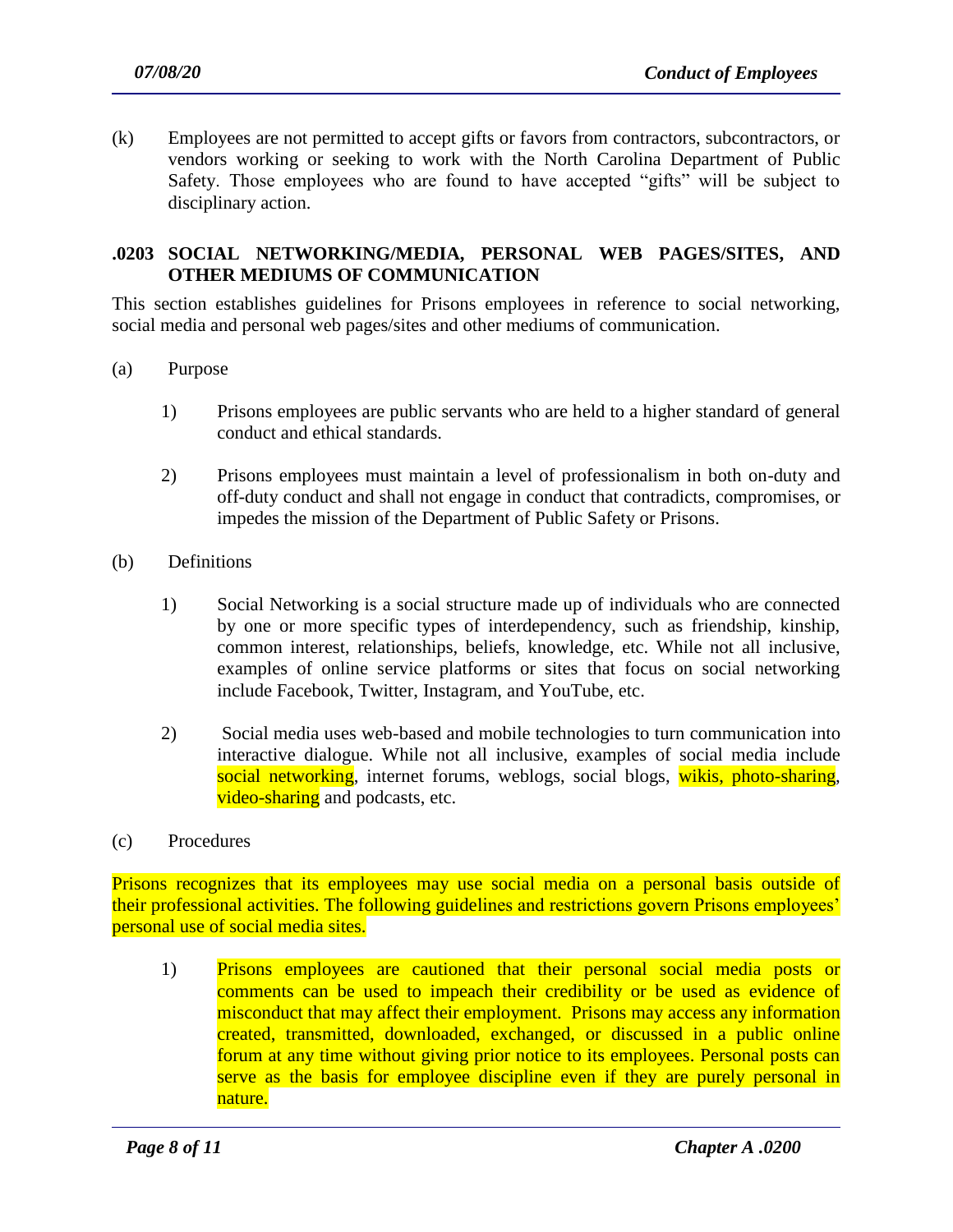(k) Employees are not permitted to accept gifts or favors from contractors, subcontractors, or vendors working or seeking to work with the North Carolina Department of Public Safety. Those employees who are found to have accepted "gifts" will be subject to disciplinary action.

## .0203 SOCIAL NETWORKING/MEDIA, PERSONAL WEB PAGES/SITES, AND OTHER MEDIUMS OF COMMUNICATION

This section establishes guidelines for Prisons employees in reference to social networking, social media and personal web pages/sites and other mediums of communication.

(a) Purpose

1) Prisons employees are public servants who are held to a higher standard of general conduct and ethical standards.

2) Prisons employees must maintain a level of professionalism in both on-duty and off-duty conduct and shall not engage in conduct that contradicts, compromises, or impedes the mission of the Department of Public Safety or Prisons.

(b) Definitions

1) Social Networking is a social structure made up of individuals who are connected by one or more specific types of interdependency, such as friendship, kinship, common interest, relationships, beliefs, knowledge, etc. While not all inclusive, examples of online service platforms or sites that focus on social networking include Facebook, Twitter, Instagram, and YouTube, etc.

2) Social media uses web-based and mobile technologies to turn communication into interactive dialogue. While not all inclusive, examples of social media include social networking, internet forums, weblogs, social blogs, wikis, photo-sharing, video-sharing and podcasts, etc.

(c) Procedures

Prisons recognizes that its employees may use social media on a personal basis outside of their professional activities. The following guidelines and restrictions govern Prisons employees' personal use of social media sites.

1) Prisons employees are cautioned that their personal social media posts or comments can be used to impeach their credibility or be used as evidence of misconduct that may affect their employment. Prisons may access any information created, transmitted, downloaded, exchanged, or discussed in a public online forum at any time without giving prior notice to its employees. Personal posts can serve as the basis for employee discipline even if they are purely personal in nature.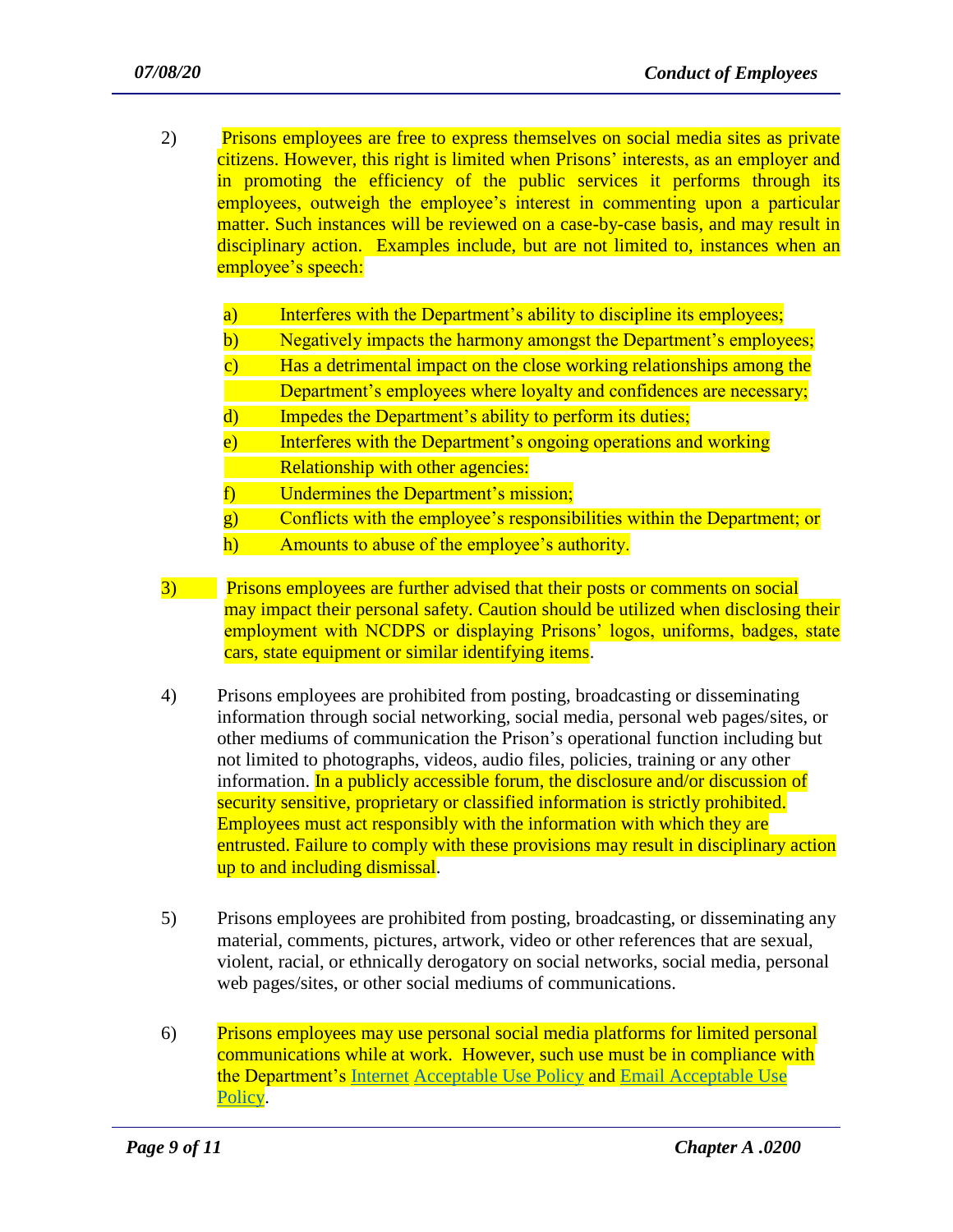2) Prisons employees are free to express themselves on social media sites as private citizens. However, this right is limited when Prisons' interests, as an employer and in promoting the efficiency of the public services it performs through its employees, outweigh the employee's interest in commenting upon a particular matter. Such instances will be reviewed on a case-by-case basis, and may result in disciplinary action. Examples include, but are not limited to, instances when an employee's speech:

   a) Interferes with the Department's ability to discipline its employees;
   b) Negatively impacts the harmony amongst the Department's employees;
   c) Has a detrimental impact on the close working relationships among the Department's employees where loyalty and confidences are necessary;
   d) Impedes the Department's ability to perform its duties;
   e) Interferes with the Department's ongoing operations and working Relationship with other agencies:
   f) Undermines the Department's mission;
   g) Conflicts with the employee's responsibilities within the Department; or
   h) Amounts to abuse of the employee's authority.

3) Prisons employees are further advised that their posts or comments on social may impact their personal safety. Caution should be utilized when disclosing their employment with NCDPS or displaying Prisons' logos, uniforms, badges, state cars, state equipment or similar identifying items.

4) Prisons employees are prohibited from posting, broadcasting or disseminating information through social networking, social media, personal web pages/sites, or other mediums of communication the Prison's operational function including but not limited to photographs, videos, audio files, policies, training or any other information. In a publicly accessible forum, the disclosure and/or discussion of security sensitive, proprietary or classified information is strictly prohibited. Employees must act responsibly with the information with which they are entrusted. Failure to comply with these provisions may result in disciplinary action up to and including dismissal.

5) Prisons employees are prohibited from posting, broadcasting, or disseminating any material, comments, pictures, artwork, video or other references that are sexual, violent, racial, or ethnically derogatory on social networks, social media, personal web pages/sites, or other social mediums of communications.

6) Prisons employees may use personal social media platforms for limited personal communications while at work. However, such use must be in compliance with the Department's Internet Acceptable Use Policy and Email Acceptable Use Policy.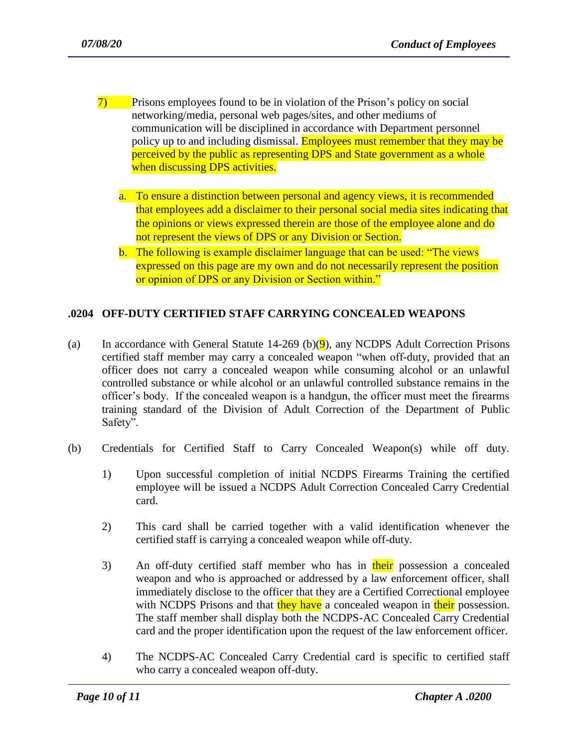7) Prisons employees found to be in violation of the Prison's policy on social networking/media, personal web pages/sites, and other mediums of communication will be disciplined in accordance with Department personnel policy up to and including dismissal. Employees must remember that they may be perceived by the public as representing DPS and State government as a whole when discussing DPS activities.

   a. To ensure a distinction between personal and agency views, it is recommended that employees add a disclaimer to their personal social media sites indicating that the opinions or views expressed therein are those of the employee alone and do not represent the views of DPS or any Division or Section.
   b. The following is example disclaimer language that can be used: "The views expressed on this page are my own and do not necessarily represent the position or opinion of DPS or any Division or Section within."

## .0204 OFF-DUTY CERTIFIED STAFF CARRYING CONCEALED WEAPONS

(a) In accordance with General Statute 14-269 (b)(9), any NCDPS Adult Correction Prisons certified staff member may carry a concealed weapon "when off-duty, provided that an officer does not carry a concealed weapon while consuming alcohol or an unlawful controlled substance or while alcohol or an unlawful controlled substance remains in the officer's body. If the concealed weapon is a handgun, the officer must meet the firearms training standard of the Division of Adult Correction of the Department of Public Safety".

(b) Credentials for Certified Staff to Carry Concealed Weapon(s) while off duty.

   1) Upon successful completion of initial NCDPS Firearms Training the certified employee will be issued a NCDPS Adult Correction Concealed Carry Credential card.

   2) This card shall be carried together with a valid identification whenever the certified staff is carrying a concealed weapon while off-duty.

   3) An off-duty certified staff member who has in their possession a concealed weapon and who is approached or addressed by a law enforcement officer, shall immediately disclose to the officer that they are a Certified Correctional employee with NCDPS Prisons and that they have a concealed weapon in their possession. The staff member shall display both the NCDPS-AC Concealed Carry Credential card and the proper identification upon the request of the law enforcement officer.

   4) The NCDPS-AC Concealed Carry Credential card is specific to certified staff who carry a concealed weapon off-duty.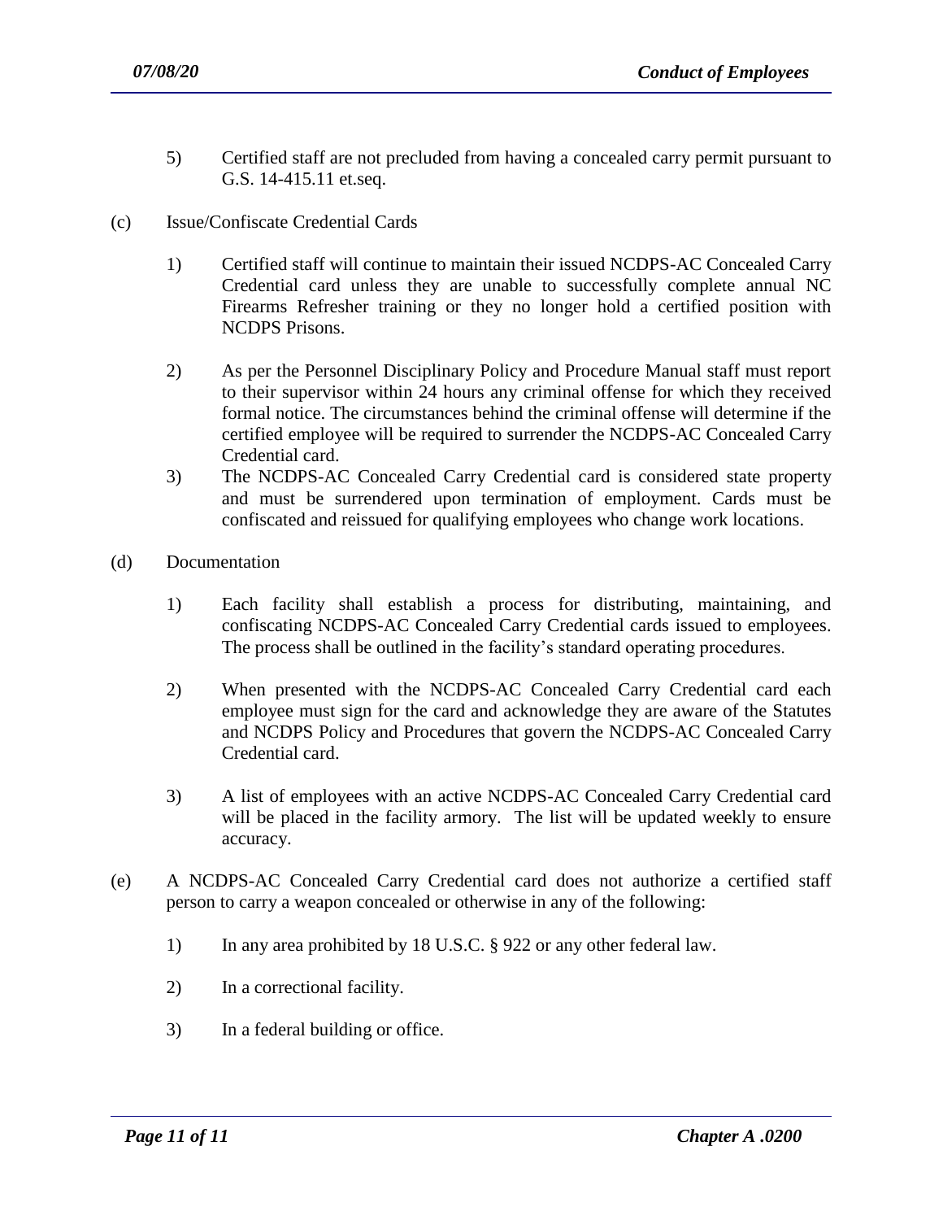5) Certified staff are not precluded from having a concealed carry permit pursuant to G.S. 14-415.11 et.seq.

(c) Issue/Confiscate Credential Cards

1) Certified staff will continue to maintain their issued NCDPS-AC Concealed Carry Credential card unless they are unable to successfully complete annual NC Firearms Refresher training or they no longer hold a certified position with NCDPS Prisons.

2) As per the Personnel Disciplinary Policy and Procedure Manual staff must report to their supervisor within 24 hours any criminal offense for which they received formal notice. The circumstances behind the criminal offense will determine if the certified employee will be required to surrender the NCDPS-AC Concealed Carry Credential card.

3) The NCDPS-AC Concealed Carry Credential card is considered state property and must be surrendered upon termination of employment. Cards must be confiscated and reissued for qualifying employees who change work locations.

(d) Documentation

1) Each facility shall establish a process for distributing, maintaining, and confiscating NCDPS-AC Concealed Carry Credential cards issued to employees. The process shall be outlined in the facility's standard operating procedures.

2) When presented with the NCDPS-AC Concealed Carry Credential card each employee must sign for the card and acknowledge they are aware of the Statutes and NCDPS Policy and Procedures that govern the NCDPS-AC Concealed Carry Credential card.

3) A list of employees with an active NCDPS-AC Concealed Carry Credential card will be placed in the facility armory. The list will be updated weekly to ensure accuracy.

(e) A NCDPS-AC Concealed Carry Credential card does not authorize a certified staff person to carry a weapon concealed or otherwise in any of the following:

1) In any area prohibited by 18 U.S.C. § 922 or any other federal law.

2) In a correctional facility.

3) In a federal building or office.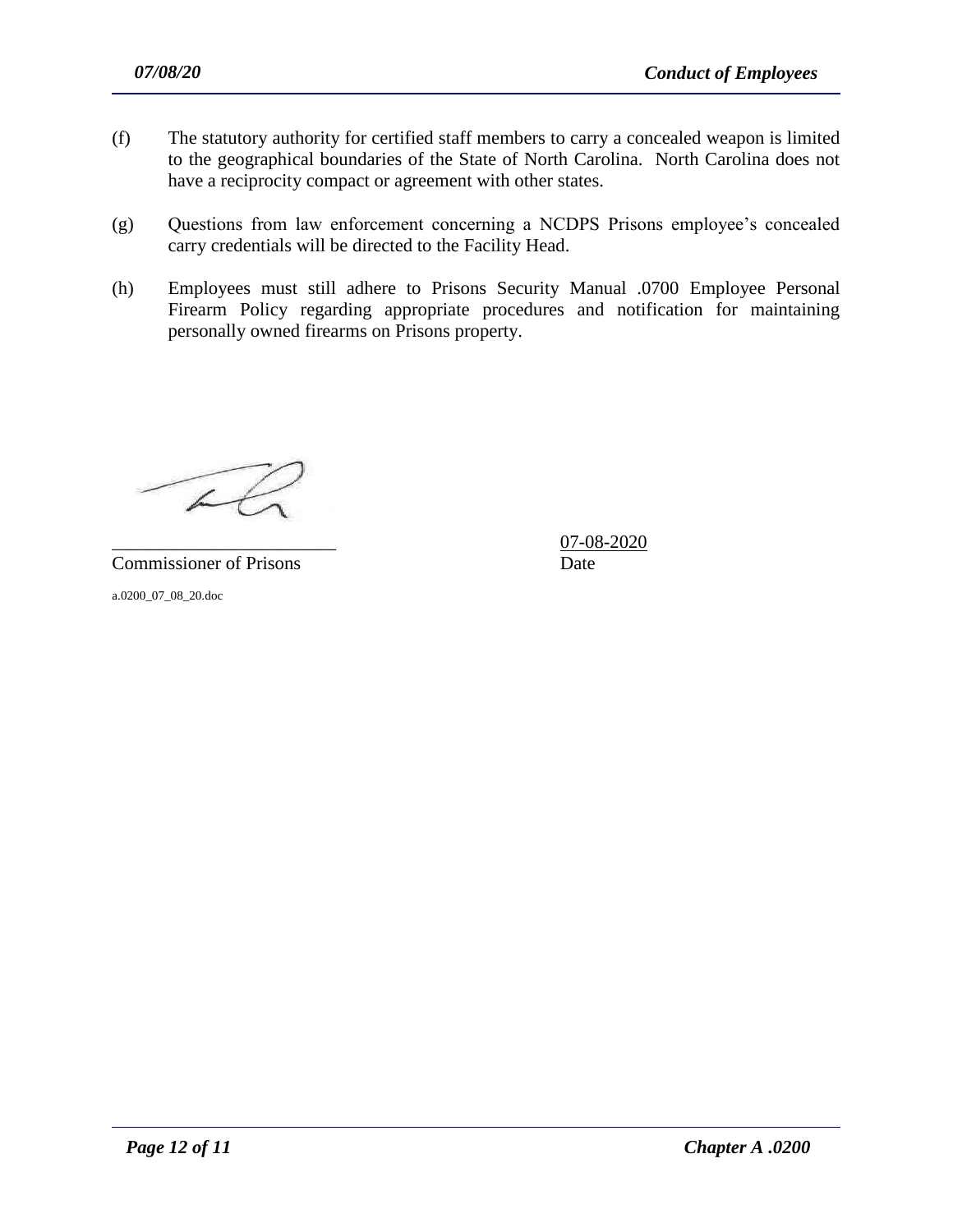(f) The statutory authority for certified staff members to carry a concealed weapon is limited to the geographical boundaries of the State of North Carolina. North Carolina does not have a reciprocity compact or agreement with other states.

(g) Questions from law enforcement concerning a NCDPS Prisons employee's concealed carry credentials will be directed to the Facility Head.

(h) Employees must still adhere to Prisons Security Manual .0700 Employee Personal Firearm Policy regarding appropriate procedures and notification for maintaining personally owned firearms on Prisons property.

\_\_\_\_\_\_\_\_\_\_\_\_\_\_\_\_\_\_\_\_\_\_\_\_ 07-08-2020

Commissioner of Prisons Date

a.0200_07_08_20.doc